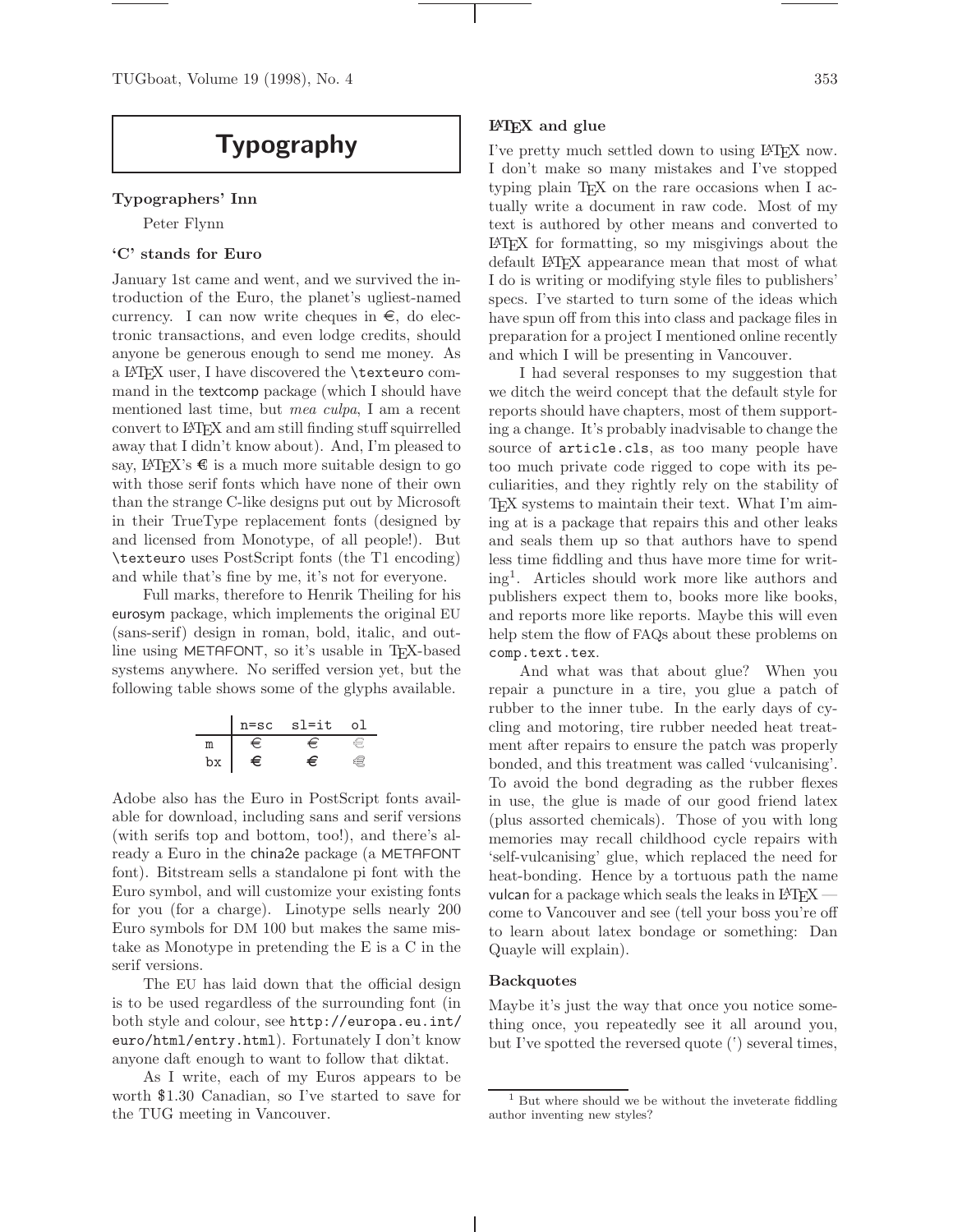# Typography

## Typographers' Inn

Peter Flynn

### 'C' stands for Euro

January 1st came and went, and we survived the introduction of the Euro, the planet's ugliest-named currency. I can now write cheques in €, do electronic transactions, and even lodge credits, should anyone be generous enough to send me money. As a LaTeX user, I have discovered the `\texteuro` command in the textcomp package (which I should have mentioned last time, but *mea culpa*, I am a recent convert to LaTeX and am still finding stuff squirrelled away that I didn't know about). And, I'm pleased to say, LaTeX's € is a much more suitable design to go with those serif fonts which have none of their own than the strange C-like designs put out by Microsoft in their TrueType replacement fonts (designed by and licensed from Monotype, of all people!). But `\texteuro` uses PostScript fonts (the T1 encoding) and while that's fine by me, it's not for everyone.

Full marks, therefore to Henrik Theiling for his eurosym package, which implements the original EU (sans-serif) design in roman, bold, italic, and outline using METAFONT, so it's usable in TeX-based systems anywhere. No seriffed version yet, but the following table shows some of the glyphs available.

| | n=sc | sl=it | ol |
|---|---|---|---|
| m | € | € | € |
| bx | € | € | € |

Adobe also has the Euro in PostScript fonts available for download, including sans and serif versions (with serifs top and bottom, too!), and there's already a Euro in the china2e package (a METAFONT font). Bitstream sells a standalone pi font with the Euro symbol, and will customize your existing fonts for you (for a charge). Linotype sells nearly 200 Euro symbols for DM 100 but makes the same mistake as Monotype in pretending the E is a C in the serif versions.

The EU has laid down that the official design is to be used regardless of the surrounding font (in both style and colour, see `http://europa.eu.int/euro/html/entry.html`). Fortunately I don't know anyone daft enough to want to follow that diktat.

As I write, each of my Euros appears to be worth $1.30 Canadian, so I've started to save for the TUG meeting in Vancouver.

### LaTeX and glue

I've pretty much settled down to using LaTeX now. I don't make so many mistakes and I've stopped typing plain TeX on the rare occasions when I actually write a document in raw code. Most of my text is authored by other means and converted to LaTeX for formatting, so my misgivings about the default LaTeX appearance mean that most of what I do is writing or modifying style files to publishers' specs. I've started to turn some of the ideas which have spun off from this into class and package files in preparation for a project I mentioned online recently and which I will be presenting in Vancouver.

I had several responses to my suggestion that we ditch the weird concept that the default style for reports should have chapters, most of them supporting a change. It's probably inadvisable to change the source of `article.cls`, as too many people have too much private code rigged to cope with its peculiarities, and they rightly rely on the stability of TeX systems to maintain their text. What I'm aiming at is a package that repairs this and other leaks and seals them up so that authors have to spend less time fiddling and thus have more time for writing[1]. Articles should work more like authors and publishers expect them to, books more like books, and reports more like reports. Maybe this will even help stem the flow of FAQs about these problems on `comp.text.tex`.

And what was that about glue? When you repair a puncture in a tire, you glue a patch of rubber to the inner tube. In the early days of cycling and motoring, tire rubber needed heat treatment after repairs to ensure the patch was properly bonded, and this treatment was called 'vulcanising'. To avoid the bond degrading as the rubber flexes in use, the glue is made of our good friend latex (plus assorted chemicals). Those of you with long memories may recall childhood cycle repairs with 'self-vulcanising' glue, which replaced the need for heat-bonding. Hence by a tortuous path the name vulcan for a package which seals the leaks in LaTeX — come to Vancouver and see (tell your boss you're off to learn about latex bondage or something: Dan Quayle will explain).

### Backquotes

Maybe it's just the way that once you notice something once, you repeatedly see it all around you, but I've spotted the reversed quote (') several times,

[1] But where should we be without the inveterate fiddling author inventing new styles?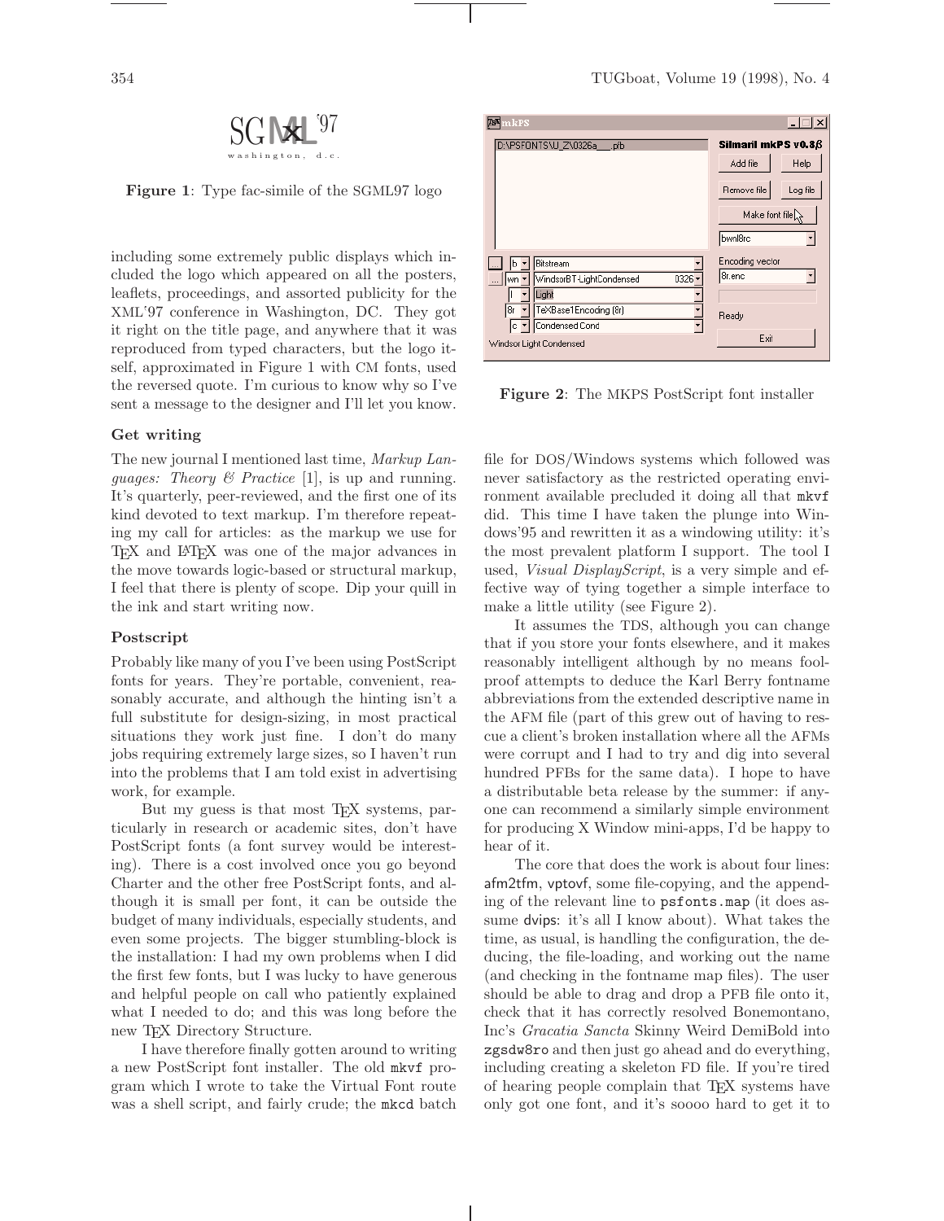Figure 1: Type fac-simile of the SGML97 logo

including some extremely public displays which included the logo which appeared on all the posters, leaflets, proceedings, and assorted publicity for the XML'97 conference in Washington, DC. They got it right on the title page, and anywhere that it was reproduced from typed characters, but the logo itself, approximated in Figure 1 with CM fonts, used the reversed quote. I'm curious to know why so I've sent a message to the designer and I'll let you know.

### Get writing

The new journal I mentioned last time, *Markup Languages: Theory & Practice* [1], is up and running. It's quarterly, peer-reviewed, and the first one of its kind devoted to text markup. I'm therefore repeating my call for articles: as the markup we use for TeX and LaTeX was one of the major advances in the move towards logic-based or structural markup, I feel that there is plenty of scope. Dip your quill in the ink and start writing now.

### Postscript

Probably like many of you I've been using PostScript fonts for years. They're portable, convenient, reasonably accurate, and although the hinting isn't a full substitute for design-sizing, in most practical situations they work just fine. I don't do many jobs requiring extremely large sizes, so I haven't run into the problems that I am told exist in advertising work, for example.

But my guess is that most TeX systems, particularly in research or academic sites, don't have PostScript fonts (a font survey would be interesting). There is a cost involved once you go beyond Charter and the other free PostScript fonts, and although it is small per font, it can be outside the budget of many individuals, especially students, and even some projects. The bigger stumbling-block is the installation: I had my own problems when I did the first few fonts, but I was lucky to have generous and helpful people on call who patiently explained what I needed to do; and this was long before the new TeX Directory Structure.

I have therefore finally gotten around to writing a new PostScript font installer. The old `mkvf` program which I wrote to take the Virtual Font route was a shell script, and fairly crude; the `mkcd` batch file for DOS/Windows systems which followed was never satisfactory as the restricted operating environment available precluded it doing all that `mkvf` did. This time I have taken the plunge into Windows'95 and rewritten it as a windowing utility: it's the most prevalent platform I support. The tool I used, *Visual DisplayScript*, is a very simple and effective way of tying together a simple interface to make a little utility (see Figure 2).

Figure 2: The MKPS PostScript font installer

It assumes the TDS, although you can change that if you store your fonts elsewhere, and it makes reasonably intelligent although by no means foolproof attempts to deduce the Karl Berry fontname abbreviations from the extended descriptive name in the AFM file (part of this grew out of having to rescue a client's broken installation where all the AFMs were corrupt and I had to try and dig into several hundred PFBs for the same data). I hope to have a distributable beta release by the summer: if anyone can recommend a similarly simple environment for producing X Window mini-apps, I'd be happy to hear of it.

The core that does the work is about four lines: afm2tfm, vptovf, some file-copying, and the appending of the relevant line to `psfonts.map` (it does assume dvips: it's all I know about). What takes the time, as usual, is handling the configuration, the deducing, the file-loading, and working out the name (and checking in the fontname map files). The user should be able to drag and drop a PFB file onto it, check that it has correctly resolved Bonemontano, Inc's *Gracatia Sancta* Skinny Weird DemiBold into `zgsdw8ro` and then just go ahead and do everything, including creating a skeleton FD file. If you're tired of hearing people complain that TeX systems have only got one font, and it's soooo hard to get it to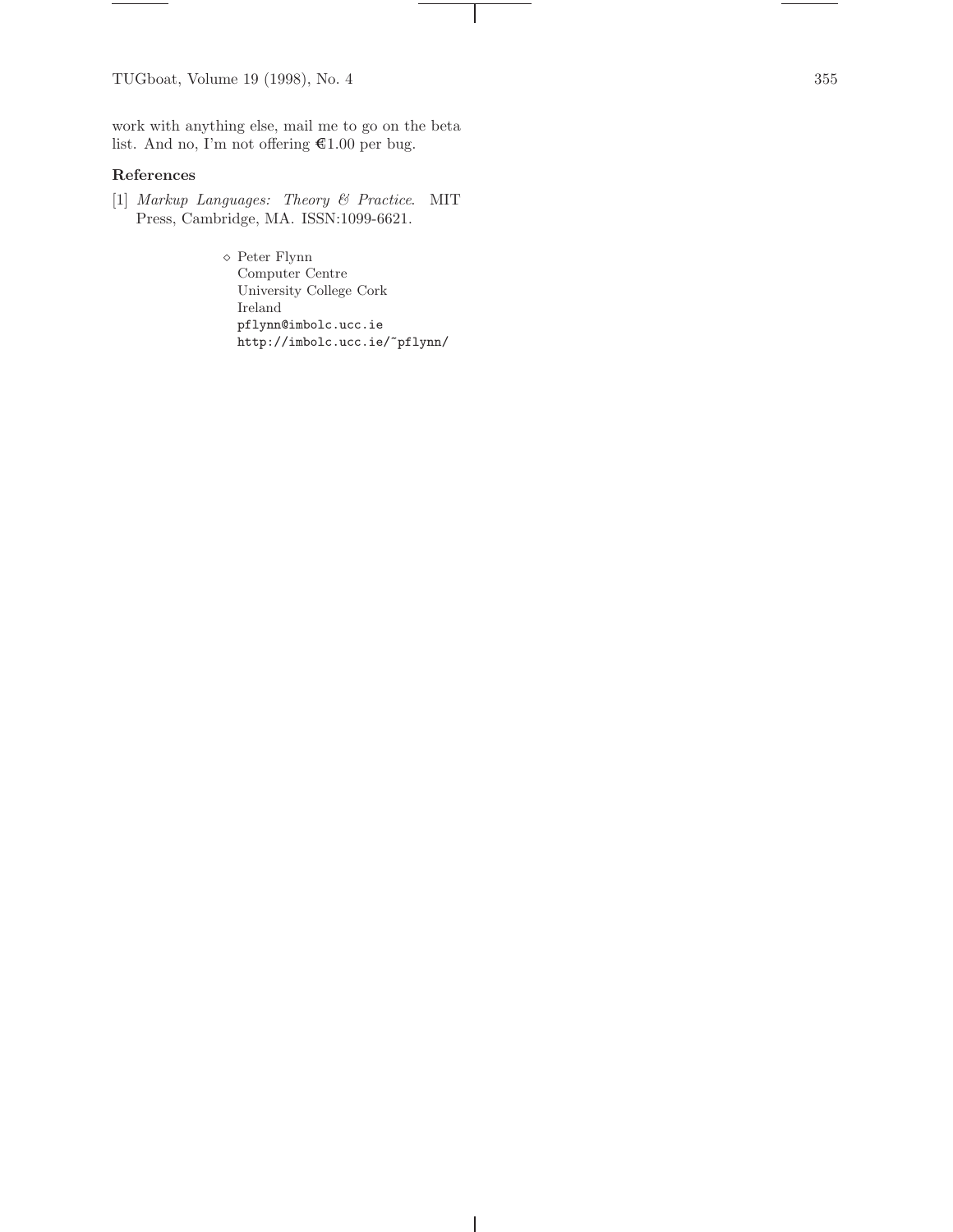work with anything else, mail me to go on the beta list. And no, I'm not offering €1.00 per bug.

### References

[1] *Markup Languages: Theory & Practice*. MIT Press, Cambridge, MA. ISSN:1099-6621.

◇ Peter Flynn
Computer Centre
University College Cork
Ireland
pflynn@imbolc.ucc.ie
http://imbolc.ucc.ie/~pflynn/